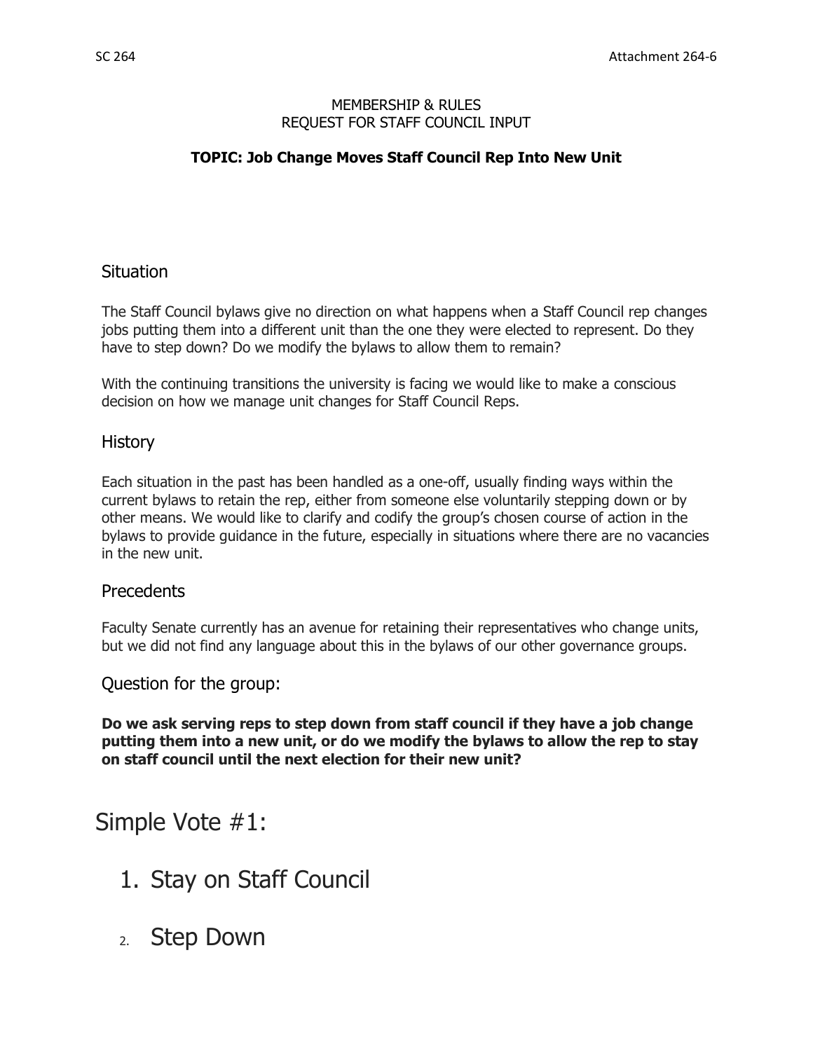MEMBERSHIP & RULES
REQUEST FOR STAFF COUNCIL INPUT

**TOPIC: Job Change Moves Staff Council Rep Into New Unit**

## Situation

The Staff Council bylaws give no direction on what happens when a Staff Council rep changes jobs putting them into a different unit than the one they were elected to represent. Do they have to step down? Do we modify the bylaws to allow them to remain?

With the continuing transitions the university is facing we would like to make a conscious decision on how we manage unit changes for Staff Council Reps.

## History

Each situation in the past has been handled as a one-off, usually finding ways within the current bylaws to retain the rep, either from someone else voluntarily stepping down or by other means. We would like to clarify and codify the group's chosen course of action in the bylaws to provide guidance in the future, especially in situations where there are no vacancies in the new unit.

## Precedents

Faculty Senate currently has an avenue for retaining their representatives who change units, but we did not find any language about this in the bylaws of our other governance groups.

## Question for the group:

**Do we ask serving reps to step down from staff council if they have a job change putting them into a new unit, or do we modify the bylaws to allow the rep to stay on staff council until the next election for their new unit?**

# Simple Vote #1:

1. Stay on Staff Council
2. Step Down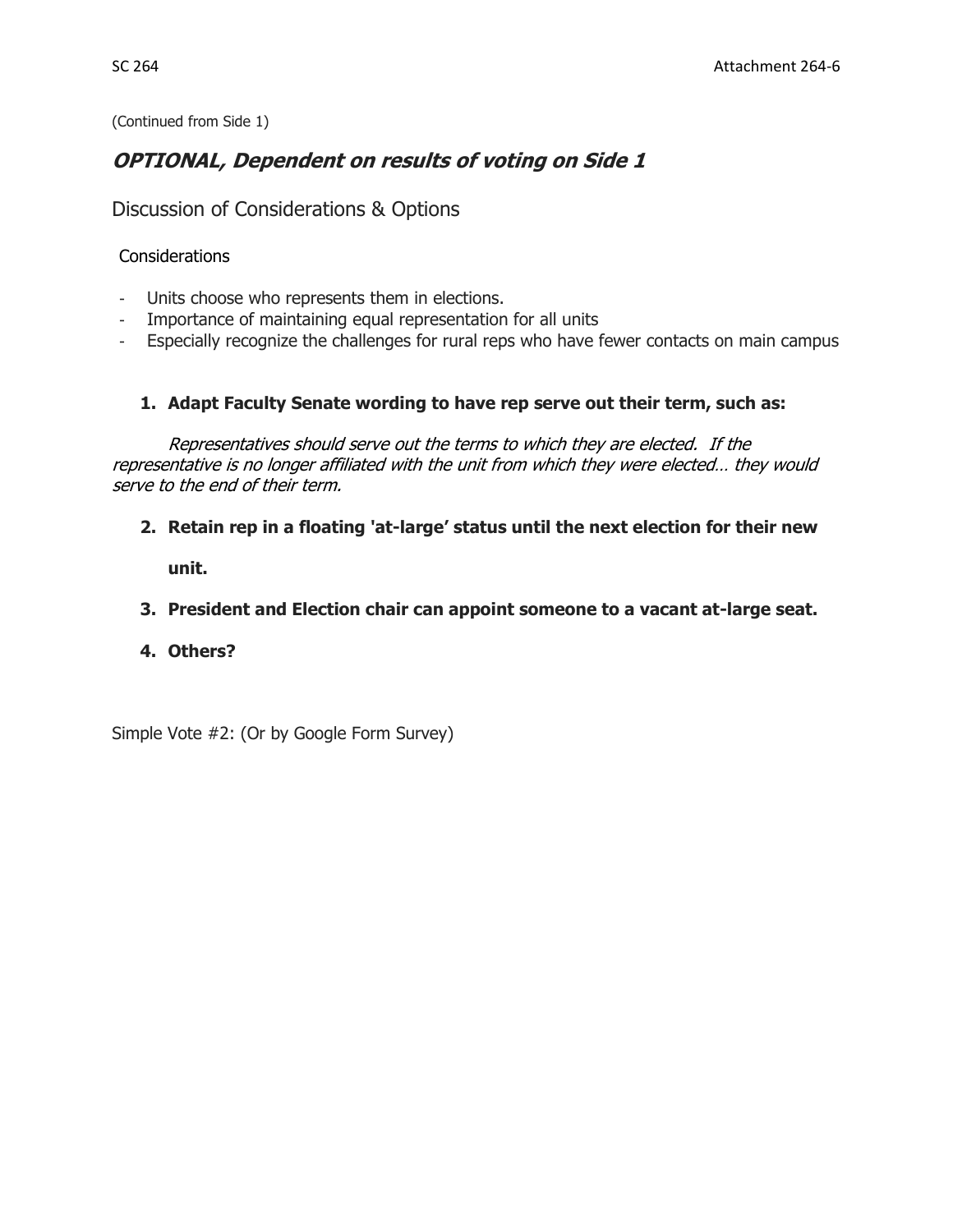(Continued from Side 1)

## ***OPTIONAL, Dependent on results of voting on Side 1***

### Discussion of Considerations & Options

Considerations

- Units choose who represents them in elections.
- Importance of maintaining equal representation for all units
- Especially recognize the challenges for rural reps who have fewer contacts on main campus

1. **Adapt Faculty Senate wording to have rep serve out their term, such as:**

   *Representatives should serve out the terms to which they are elected. If the representative is no longer affiliated with the unit from which they were elected… they would serve to the end of their term.*

2. **Retain rep in a floating 'at-large' status until the next election for their new unit.**

3. **President and Election chair can appoint someone to a vacant at-large seat.**

4. **Others?**

Simple Vote #2: (Or by Google Form Survey)